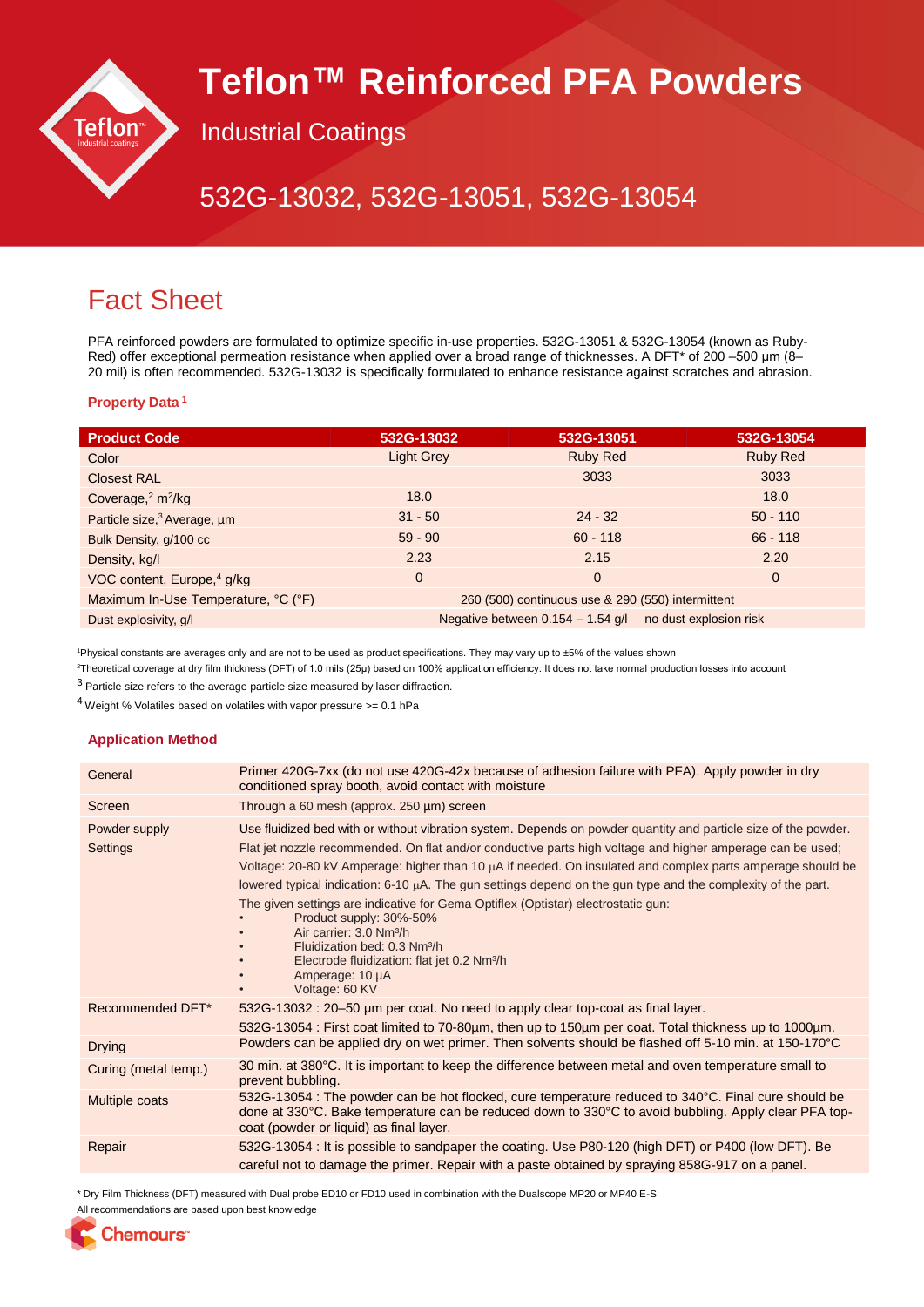# Teflon™ Reinforced PFA Powders

## Industrial Coatings

## 532G-13032, 532G-13051, 532G-13054

# Fact Sheet

PFA reinforced powders are formulated to optimize specific in-use properties. 532G-13051 & 532G-13054 (known as Ruby-Red) offer exceptional permeation resistance when applied over a broad range of thicknesses. A DFT* of 200 –500 µm (8–20 mil) is often recommended. 532G-13032 is specifically formulated to enhance resistance against scratches and abrasion.

### Property Data [1]

| Product Code | 532G-13032 | 532G-13051 | 532G-13054 |
|---|---|---|---|
| Color | Light Grey | Ruby Red | Ruby Red |
| Closest RAL | | 3033 | 3033 |
| Coverage,[2] $m^2$/kg | 18.0 | | 18.0 |
| Particle size,[3] Average, µm | 31 - 50 | 24 - 32 | 50 - 110 |
| Bulk Density, g/100 cc | 59 - 90 | 60 - 118 | 66 - 118 |
| Density, kg/l | 2.23 | 2.15 | 2.20 |
| VOC content, Europe,[4] g/kg | 0 | 0 | 0 |
| Maximum In-Use Temperature, °C (°F) | 260 (500) continuous use & 290 (550) intermittent | | |
| Dust explosivity, g/l | Negative between 0.154 – 1.54 g/l no dust explosion risk | | |

[1]Physical constants are averages only and are not to be used as product specifications. They may vary up to ±5% of the values shown

[2]Theoretical coverage at dry film thickness (DFT) of 1.0 mils (25µ) based on 100% application efficiency. It does not take normal production losses into account

[3] Particle size refers to the average particle size measured by laser diffraction.

[4] Weight % Volatiles based on volatiles with vapor pressure >= 0.1 hPa

### Application Method

| | |
|---|---|
| General | Primer 420G-7xx (do not use 420G-42x because of adhesion failure with PFA). Apply powder in dry conditioned spray booth, avoid contact with moisture |
| Screen | Through a 60 mesh (approx. 250 µm) screen |
| Powder supply<br>Settings | Use fluidized bed with or without vibration system. Depends on powder quantity and particle size of the powder.<br>Flat jet nozzle recommended. On flat and/or conductive parts high voltage and higher amperage can be used; Voltage: 20-80 kV Amperage: higher than 10 µA if needed. On insulated and complex parts amperage should be lowered typical indication: 6-10 µA. The gun settings depend on the gun type and the complexity of the part.<br>The given settings are indicative for Gema Optiflex (Optistar) electrostatic gun:<br>• Product supply: 30%-50%<br>• Air carrier: 3.0 Nm³/h<br>• Fluidization bed: 0.3 Nm³/h<br>• Electrode fluidization: flat jet 0.2 Nm³/h<br>• Amperage: 10 µA<br>• Voltage: 60 KV |
| Recommended DFT* | 532G-13032 : 20–50 µm per coat. No need to apply clear top-coat as final layer.<br>532G-13054 : First coat limited to 70-80µm, then up to 150µm per coat. Total thickness up to 1000µm. |
| Drying | Powders can be applied dry on wet primer. Then solvents should be flashed off 5-10 min. at 150-170°C |
| Curing (metal temp.) | 30 min. at 380°C. It is important to keep the difference between metal and oven temperature small to prevent bubbling. |
| Multiple coats | 532G-13054 : The powder can be hot flocked, cure temperature reduced to 340°C. Final cure should be done at 330°C. Bake temperature can be reduced down to 330°C to avoid bubbling. Apply clear PFA top-coat (powder or liquid) as final layer. |
| Repair | 532G-13054 : It is possible to sandpaper the coating. Use P80-120 (high DFT) or P400 (low DFT). Be careful not to damage the primer. Repair with a paste obtained by spraying 858G-917 on a panel. |

* Dry Film Thickness (DFT) measured with Dual probe ED10 or FD10 used in combination with the Dualscope MP20 or MP40 E-S

All recommendations are based upon best knowledge

Chemours™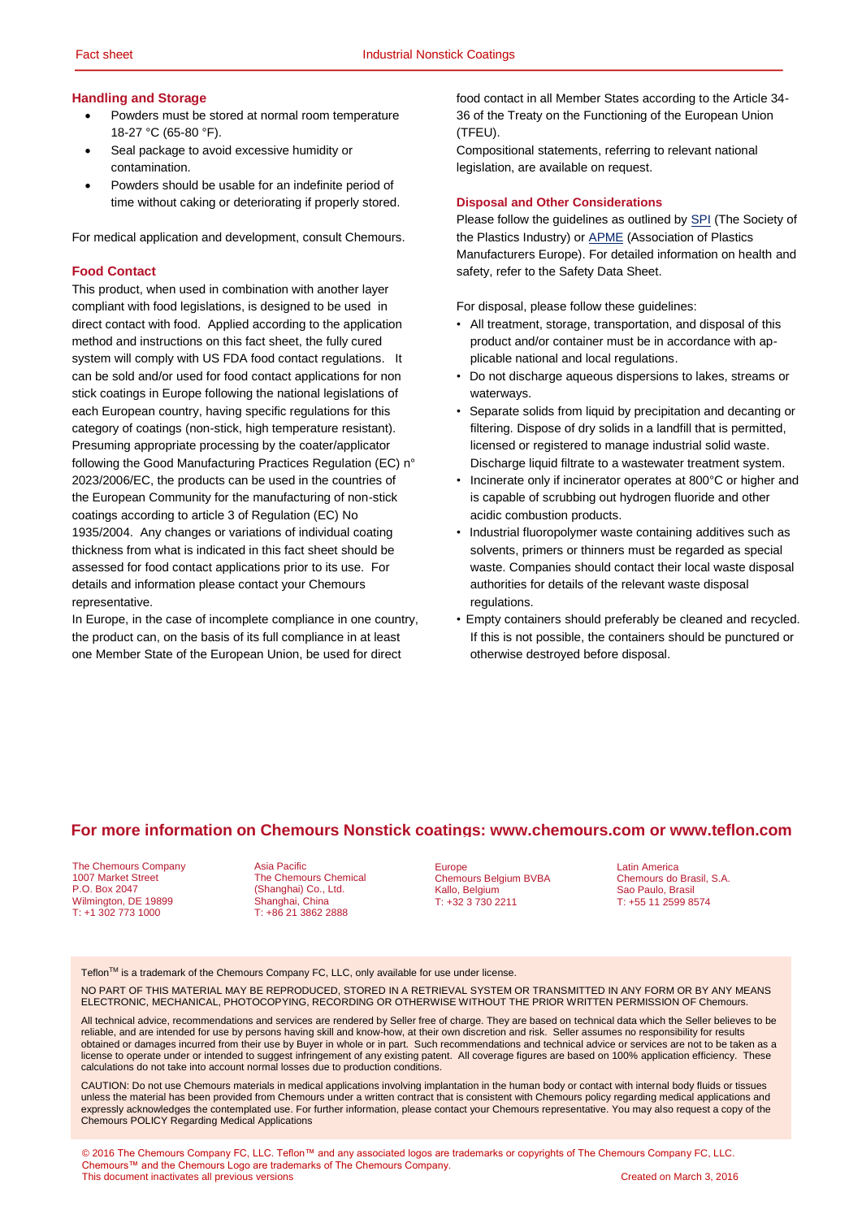## Handling and Storage

- Powders must be stored at normal room temperature 18-27 °C (65-80 °F).
- Seal package to avoid excessive humidity or contamination.
- Powders should be usable for an indefinite period of time without caking or deteriorating if properly stored.

For medical application and development, consult Chemours.

## Food Contact

This product, when used in combination with another layer compliant with food legislations, is designed to be used in direct contact with food. Applied according to the application method and instructions on this fact sheet, the fully cured system will comply with US FDA food contact regulations. It can be sold and/or used for food contact applications for non stick coatings in Europe following the national legislations of each European country, having specific regulations for this category of coatings (non-stick, high temperature resistant). Presuming appropriate processing by the coater/applicator following the Good Manufacturing Practices Regulation (EC) n° 2023/2006/EC, the products can be used in the countries of the European Community for the manufacturing of non-stick coatings according to article 3 of Regulation (EC) No 1935/2004. Any changes or variations of individual coating thickness from what is indicated in this fact sheet should be assessed for food contact applications prior to its use. For details and information please contact your Chemours representative.

In Europe, in the case of incomplete compliance in one country, the product can, on the basis of its full compliance in at least one Member State of the European Union, be used for direct food contact in all Member States according to the Article 34-36 of the Treaty on the Functioning of the European Union (TFEU).

Compositional statements, referring to relevant national legislation, are available on request.

## Disposal and Other Considerations

Please follow the guidelines as outlined by SPI (The Society of the Plastics Industry) or APME (Association of Plastics Manufacturers Europe). For detailed information on health and safety, refer to the Safety Data Sheet.

For disposal, please follow these guidelines:

- All treatment, storage, transportation, and disposal of this product and/or container must be in accordance with applicable national and local regulations.
- Do not discharge aqueous dispersions to lakes, streams or waterways.
- Separate solids from liquid by precipitation and decanting or filtering. Dispose of dry solids in a landfill that is permitted, licensed or registered to manage industrial solid waste. Discharge liquid filtrate to a wastewater treatment system.
- Incinerate only if incinerator operates at 800°C or higher and is capable of scrubbing out hydrogen fluoride and other acidic combustion products.
- Industrial fluoropolymer waste containing additives such as solvents, primers or thinners must be regarded as special waste. Companies should contact their local waste disposal authorities for details of the relevant waste disposal regulations.
- Empty containers should preferably be cleaned and recycled. If this is not possible, the containers should be punctured or otherwise destroyed before disposal.

## For more information on Chemours Nonstick coatings: www.chemours.com or www.teflon.com

The Chemours Company
1007 Market Street
P.O. Box 2047
Wilmington, DE 19899
T: +1 302 773 1000

Asia Pacific
The Chemours Chemical (Shanghai) Co., Ltd.
Shanghai, China
T: +86 21 3862 2888

Europe
Chemours Belgium BVBA
Kallo, Belgium
T: +32 3 730 2211

Latin America
Chemours do Brasil, S.A.
Sao Paulo, Brasil
T: +55 11 2599 8574

Teflon™ is a trademark of the Chemours Company FC, LLC, only available for use under license.

NO PART OF THIS MATERIAL MAY BE REPRODUCED, STORED IN A RETRIEVAL SYSTEM OR TRANSMITTED IN ANY FORM OR BY ANY MEANS ELECTRONIC, MECHANICAL, PHOTOCOPYING, RECORDING OR OTHERWISE WITHOUT THE PRIOR WRITTEN PERMISSION OF Chemours.

All technical advice, recommendations and services are rendered by Seller free of charge. They are based on technical data which the Seller believes to be reliable, and are intended for use by persons having skill and know-how, at their own discretion and risk. Seller assumes no responsibility for results obtained or damages incurred from their use by Buyer in whole or in part. Such recommendations and technical advice or services are not to be taken as a license to operate under or intended to suggest infringement of any existing patent. All coverage figures are based on 100% application efficiency. These calculations do not take into account normal losses due to production conditions.

CAUTION: Do not use Chemours materials in medical applications involving implantation in the human body or contact with internal body fluids or tissues unless the material has been provided from Chemours under a written contract that is consistent with Chemours policy regarding medical applications and expressly acknowledges the contemplated use. For further information, please contact your Chemours representative. You may also request a copy of the Chemours POLICY Regarding Medical Applications

© 2016 The Chemours Company FC, LLC. Teflon™ and any associated logos are trademarks or copyrights of The Chemours Company FC, LLC.
Chemours™ and the Chemours Logo are trademarks of The Chemours Company.
This document inactivates all previous versions

Created on March 3, 2016